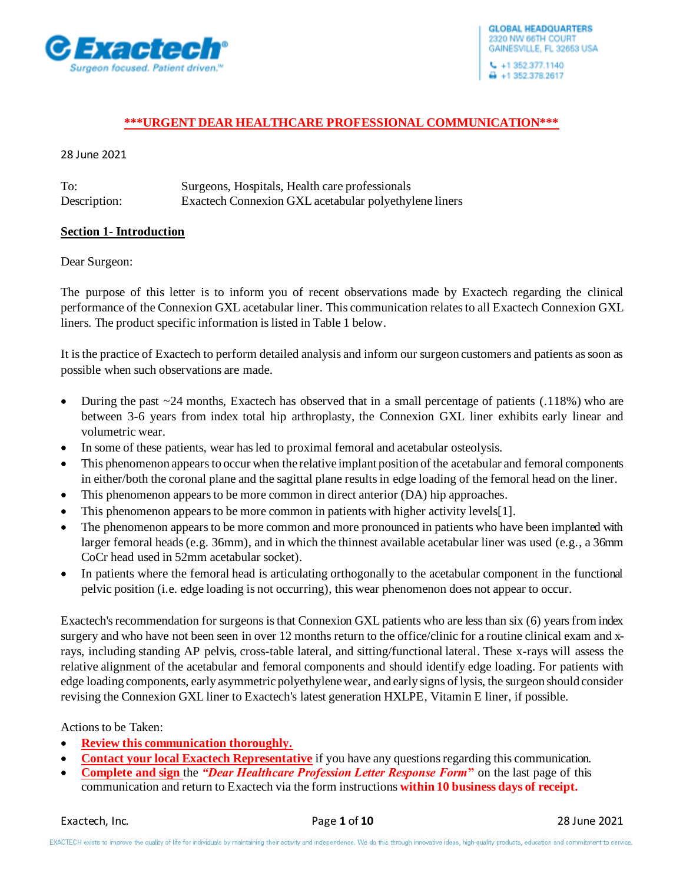Exactech

Surgeon focused. Patient driven.™

GLOBAL HEADQUARTERS
2320 NW 66TH COURT
GAINESVILLE, FL 32653 USA

+1 352.377.1140
+1 352.378.2617

**\*\*\*URGENT DEAR HEALTHCARE PROFESSIONAL COMMUNICATION\*\*\***

28 June 2021

To: Surgeons, Hospitals, Health care professionals
Description: Exactech Connexion GXL acetabular polyethylene liners

## Section 1- Introduction

Dear Surgeon:

The purpose of this letter is to inform you of recent observations made by Exactech regarding the clinical performance of the Connexion GXL acetabular liner. This communication relates to all Exactech Connexion GXL liners. The product specific information is listed in Table 1 below.

It is the practice of Exactech to perform detailed analysis and inform our surgeon customers and patients as soon as possible when such observations are made.

- During the past ~24 months, Exactech has observed that in a small percentage of patients (.118%) who are between 3-6 years from index total hip arthroplasty, the Connexion GXL liner exhibits early linear and volumetric wear.
- In some of these patients, wear has led to proximal femoral and acetabular osteolysis.
- This phenomenon appears to occur when the relative implant position of the acetabular and femoral components in either/both the coronal plane and the sagittal plane results in edge loading of the femoral head on the liner.
- This phenomenon appears to be more common in direct anterior (DA) hip approaches.
- This phenomenon appears to be more common in patients with higher activity levels[1].
- The phenomenon appears to be more common and more pronounced in patients who have been implanted with larger femoral heads (e.g. 36mm), and in which the thinnest available acetabular liner was used (e.g., a 36mm CoCr head used in 52mm acetabular socket).
- In patients where the femoral head is articulating orthogonally to the acetabular component in the functional pelvic position (i.e. edge loading is not occurring), this wear phenomenon does not appear to occur.

Exactech's recommendation for surgeons is that Connexion GXL patients who are less than six (6) years from index surgery and who have not been seen in over 12 months return to the office/clinic for a routine clinical exam and x-rays, including standing AP pelvis, cross-table lateral, and sitting/functional lateral. These x-rays will assess the relative alignment of the acetabular and femoral components and should identify edge loading. For patients with edge loading components, early asymmetric polyethylene wear, and early signs of lysis, the surgeon should consider revising the Connexion GXL liner to Exactech's latest generation HXLPE, Vitamin E liner, if possible.

Actions to be Taken:

- **Review this communication thoroughly.**
- **Contact your local Exactech Representative** if you have any questions regarding this communication.
- **Complete and sign** the ***"Dear Healthcare Profession Letter Response Form"*** on the last page of this communication and return to Exactech via the form instructions **within 10 business days of receipt.**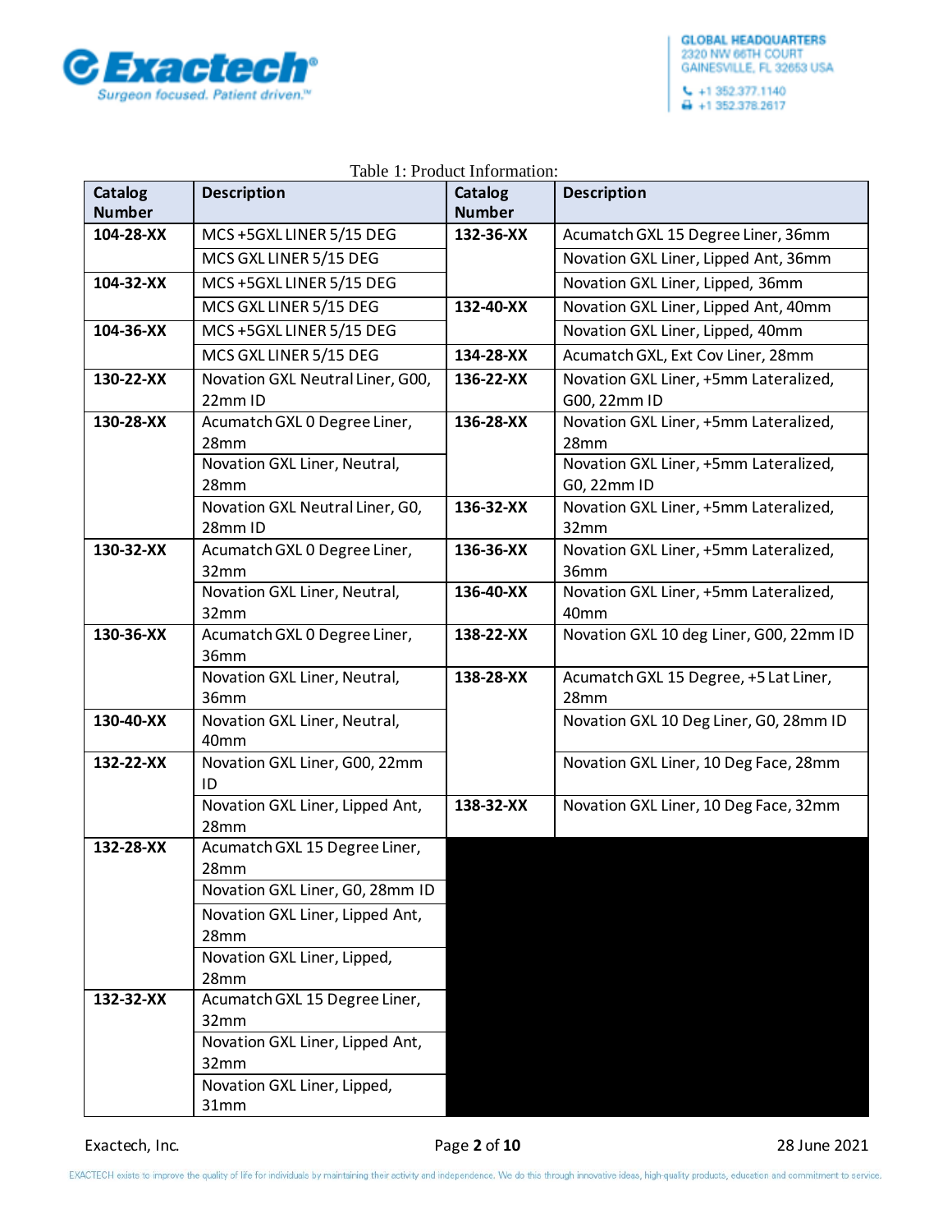Table 1: Product Information:

| Catalog Number | Description | Catalog Number | Description |
|---|---|---|---|
| 104-28-XX | MCS +5GXL LINER 5/15 DEG | 132-36-XX | Acumatch GXL 15 Degree Liner, 36mm |
| | MCS GXL LINER 5/15 DEG | | Novation GXL Liner, Lipped Ant, 36mm |
| 104-32-XX | MCS +5GXL LINER 5/15 DEG | | Novation GXL Liner, Lipped, 36mm |
| | MCS GXL LINER 5/15 DEG | 132-40-XX | Novation GXL Liner, Lipped Ant, 40mm |
| 104-36-XX | MCS +5GXL LINER 5/15 DEG | | Novation GXL Liner, Lipped, 40mm |
| | MCS GXL LINER 5/15 DEG | 134-28-XX | Acumatch GXL, Ext Cov Liner, 28mm |
| 130-22-XX | Novation GXL Neutral Liner, G00, 22mm ID | 136-22-XX | Novation GXL Liner, +5mm Lateralized, G00, 22mm ID |
| 130-28-XX | Acumatch GXL 0 Degree Liner, 28mm | 136-28-XX | Novation GXL Liner, +5mm Lateralized, 28mm |
| | Novation GXL Liner, Neutral, 28mm | | Novation GXL Liner, +5mm Lateralized, G0, 22mm ID |
| | Novation GXL Neutral Liner, G0, 28mm ID | 136-32-XX | Novation GXL Liner, +5mm Lateralized, 32mm |
| 130-32-XX | Acumatch GXL 0 Degree Liner, 32mm | 136-36-XX | Novation GXL Liner, +5mm Lateralized, 36mm |
| | Novation GXL Liner, Neutral, 32mm | 136-40-XX | Novation GXL Liner, +5mm Lateralized, 40mm |
| 130-36-XX | Acumatch GXL 0 Degree Liner, 36mm | 138-22-XX | Novation GXL 10 deg Liner, G00, 22mm ID |
| | Novation GXL Liner, Neutral, 36mm | 138-28-XX | Acumatch GXL 15 Degree, +5 Lat Liner, 28mm |
| 130-40-XX | Novation GXL Liner, Neutral, 40mm | | Novation GXL 10 Deg Liner, G0, 28mm ID |
| 132-22-XX | Novation GXL Liner, G00, 22mm ID | | Novation GXL Liner, 10 Deg Face, 28mm |
| | Novation GXL Liner, Lipped Ant, 28mm | 138-32-XX | Novation GXL Liner, 10 Deg Face, 32mm |
| 132-28-XX | Acumatch GXL 15 Degree Liner, 28mm | | |
| | Novation GXL Liner, G0, 28mm ID | | |
| | Novation GXL Liner, Lipped Ant, 28mm | | |
| | Novation GXL Liner, Lipped, 28mm | | |
| 132-32-XX | Acumatch GXL 15 Degree Liner, 32mm | | |
| | Novation GXL Liner, Lipped Ant, 32mm | | |
| | Novation GXL Liner, Lipped, 31mm | | |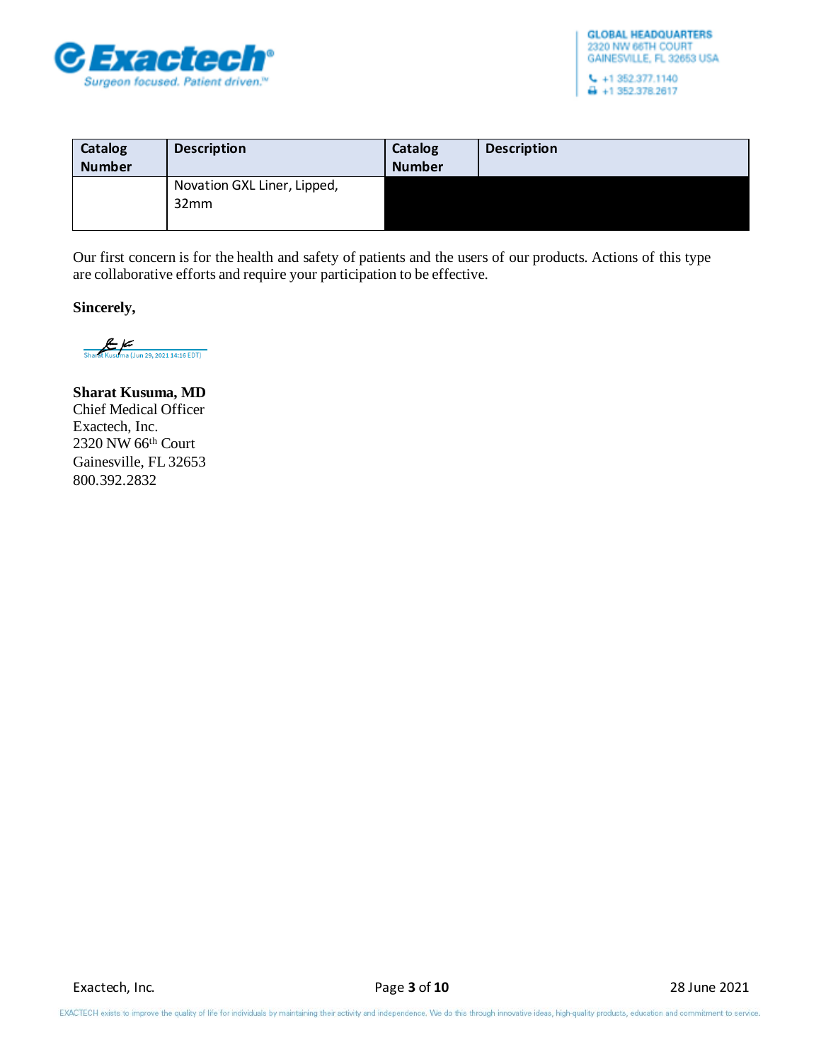| Catalog Number | Description | Catalog Number | Description |
|---|---|---|---|
| | Novation GXL Liner, Lipped, 32mm | | |

Our first concern is for the health and safety of patients and the users of our products. Actions of this type are collaborative efforts and require your participation to be effective.

**Sincerely,**

Sharat Kusuma (Jun 29, 2021 14:16 EDT)

**Sharat Kusuma, MD**
Chief Medical Officer
Exactech, Inc.
2320 NW 66th Court
Gainesville, FL 32653
800.392.2832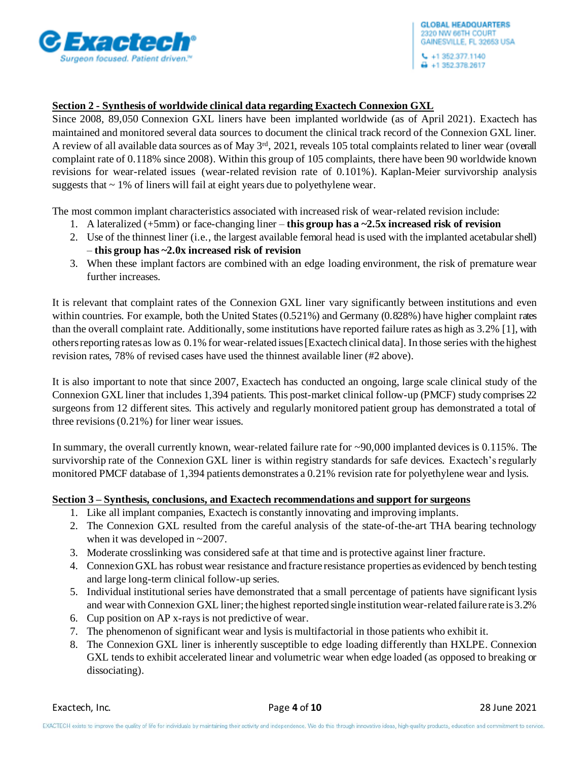## Section 2 - Synthesis of worldwide clinical data regarding Exactech Connexion GXL

Since 2008, 89,050 Connexion GXL liners have been implanted worldwide (as of April 2021). Exactech has maintained and monitored several data sources to document the clinical track record of the Connexion GXL liner. A review of all available data sources as of May 3rd, 2021, reveals 105 total complaints related to liner wear (overall complaint rate of 0.118% since 2008). Within this group of 105 complaints, there have been 90 worldwide known revisions for wear-related issues (wear-related revision rate of 0.101%). Kaplan-Meier survivorship analysis suggests that ~ 1% of liners will fail at eight years due to polyethylene wear.

The most common implant characteristics associated with increased risk of wear-related revision include:

1. A lateralized (+5mm) or face-changing liner – **this group has a ~2.5x increased risk of revision**
2. Use of the thinnest liner (i.e., the largest available femoral head is used with the implanted acetabular shell) – **this group has ~2.0x increased risk of revision**
3. When these implant factors are combined with an edge loading environment, the risk of premature wear further increases.

It is relevant that complaint rates of the Connexion GXL liner vary significantly between institutions and even within countries. For example, both the United States (0.521%) and Germany (0.828%) have higher complaint rates than the overall complaint rate. Additionally, some institutions have reported failure rates as high as 3.2% [1], with others reporting rates as low as 0.1% for wear-related issues [Exactech clinical data]. In those series with the highest revision rates, 78% of revised cases have used the thinnest available liner (#2 above).

It is also important to note that since 2007, Exactech has conducted an ongoing, large scale clinical study of the Connexion GXL liner that includes 1,394 patients. This post-market clinical follow-up (PMCF) study comprises 22 surgeons from 12 different sites. This actively and regularly monitored patient group has demonstrated a total of three revisions (0.21%) for liner wear issues.

In summary, the overall currently known, wear-related failure rate for ~90,000 implanted devices is 0.115%. The survivorship rate of the Connexion GXL liner is within registry standards for safe devices. Exactech's regularly monitored PMCF database of 1,394 patients demonstrates a 0.21% revision rate for polyethylene wear and lysis.

## Section 3 – Synthesis, conclusions, and Exactech recommendations and support for surgeons

1. Like all implant companies, Exactech is constantly innovating and improving implants.
2. The Connexion GXL resulted from the careful analysis of the state-of-the-art THA bearing technology when it was developed in ~2007.
3. Moderate crosslinking was considered safe at that time and is protective against liner fracture.
4. Connexion GXL has robust wear resistance and fracture resistance properties as evidenced by bench testing and large long-term clinical follow-up series.
5. Individual institutional series have demonstrated that a small percentage of patients have significant lysis and wear with Connexion GXL liner; the highest reported single institution wear-related failure rate is 3.2%
6. Cup position on AP x-rays is not predictive of wear.
7. The phenomenon of significant wear and lysis is multifactorial in those patients who exhibit it.
8. The Connexion GXL liner is inherently susceptible to edge loading differently than HXLPE. Connexion GXL tends to exhibit accelerated linear and volumetric wear when edge loaded (as opposed to breaking or dissociating).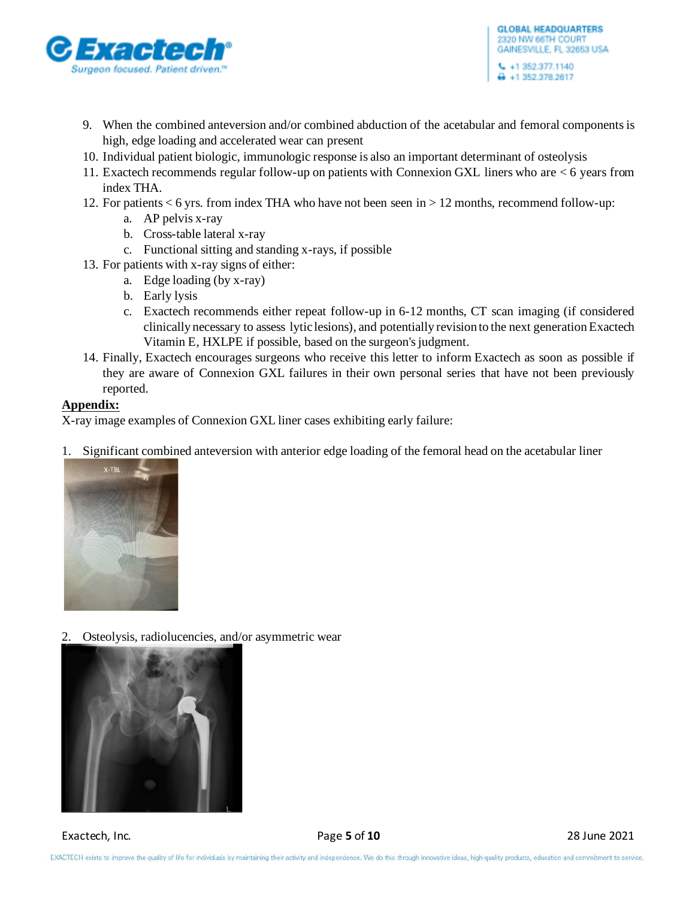9. When the combined anteversion and/or combined abduction of the acetabular and femoral components is high, edge loading and accelerated wear can present
10. Individual patient biologic, immunologic response is also an important determinant of osteolysis
11. Exactech recommends regular follow-up on patients with Connexion GXL liners who are < 6 years from index THA.
12. For patients < 6 yrs. from index THA who have not been seen in > 12 months, recommend follow-up:
    a. AP pelvis x-ray
    b. Cross-table lateral x-ray
    c. Functional sitting and standing x-rays, if possible
13. For patients with x-ray signs of either:
    a. Edge loading (by x-ray)
    b. Early lysis
    c. Exactech recommends either repeat follow-up in 6-12 months, CT scan imaging (if considered clinically necessary to assess lytic lesions), and potentially revision to the next generation Exactech Vitamin E, HXLPE if possible, based on the surgeon's judgment.
14. Finally, Exactech encourages surgeons who receive this letter to inform Exactech as soon as possible if they are aware of Connexion GXL failures in their own personal series that have not been previously reported.

**Appendix:**

X-ray image examples of Connexion GXL liner cases exhibiting early failure:

1. Significant combined anteversion with anterior edge loading of the femoral head on the acetabular liner

2. Osteolysis, radiolucencies, and/or asymmetric wear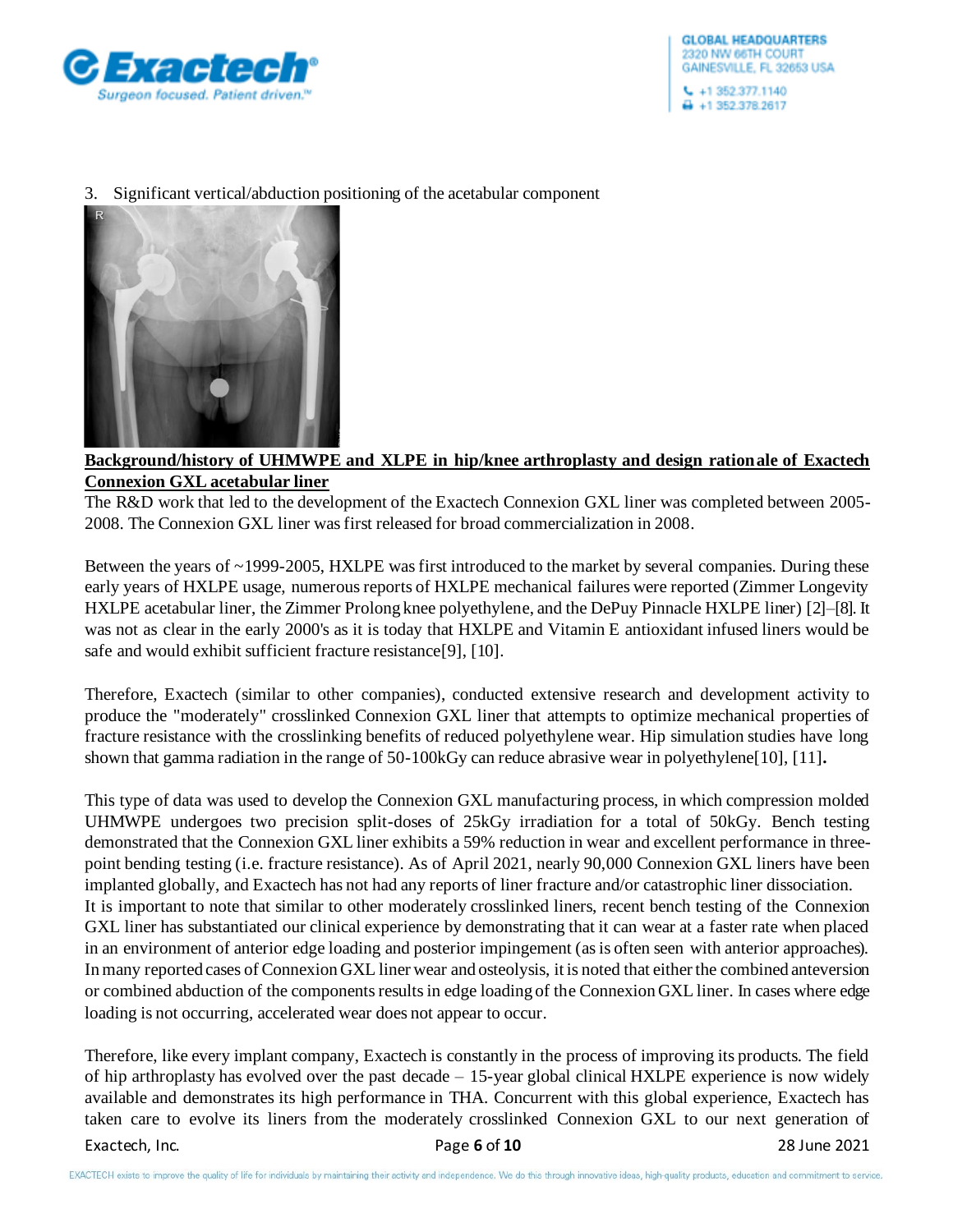3. Significant vertical/abduction positioning of the acetabular component

**Background/history of UHMWPE and XLPE in hip/knee arthroplasty and design rationale of Exactech Connexion GXL acetabular liner**

The R&D work that led to the development of the Exactech Connexion GXL liner was completed between 2005-2008. The Connexion GXL liner was first released for broad commercialization in 2008.

Between the years of ~1999-2005, HXLPE was first introduced to the market by several companies. During these early years of HXLPE usage, numerous reports of HXLPE mechanical failures were reported (Zimmer Longevity HXLPE acetabular liner, the Zimmer Prolong knee polyethylene, and the DePuy Pinnacle HXLPE liner) [2]–[8]. It was not as clear in the early 2000's as it is today that HXLPE and Vitamin E antioxidant infused liners would be safe and would exhibit sufficient fracture resistance[9], [10].

Therefore, Exactech (similar to other companies), conducted extensive research and development activity to produce the "moderately" crosslinked Connexion GXL liner that attempts to optimize mechanical properties of fracture resistance with the crosslinking benefits of reduced polyethylene wear. Hip simulation studies have long shown that gamma radiation in the range of 50-100kGy can reduce abrasive wear in polyethylene[10], [11].

This type of data was used to develop the Connexion GXL manufacturing process, in which compression molded UHMWPE undergoes two precision split-doses of 25kGy irradiation for a total of 50kGy. Bench testing demonstrated that the Connexion GXL liner exhibits a 59% reduction in wear and excellent performance in three-point bending testing (i.e. fracture resistance). As of April 2021, nearly 90,000 Connexion GXL liners have been implanted globally, and Exactech has not had any reports of liner fracture and/or catastrophic liner dissociation.
It is important to note that similar to other moderately crosslinked liners, recent bench testing of the Connexion GXL liner has substantiated our clinical experience by demonstrating that it can wear at a faster rate when placed in an environment of anterior edge loading and posterior impingement (as is often seen with anterior approaches). In many reported cases of Connexion GXL liner wear and osteolysis, it is noted that either the combined anteversion or combined abduction of the components results in edge loading of the Connexion GXL liner. In cases where edge loading is not occurring, accelerated wear does not appear to occur.

Therefore, like every implant company, Exactech is constantly in the process of improving its products. The field of hip arthroplasty has evolved over the past decade – 15-year global clinical HXLPE experience is now widely available and demonstrates its high performance in THA. Concurrent with this global experience, Exactech has taken care to evolve its liners from the moderately crosslinked Connexion GXL to our next generation of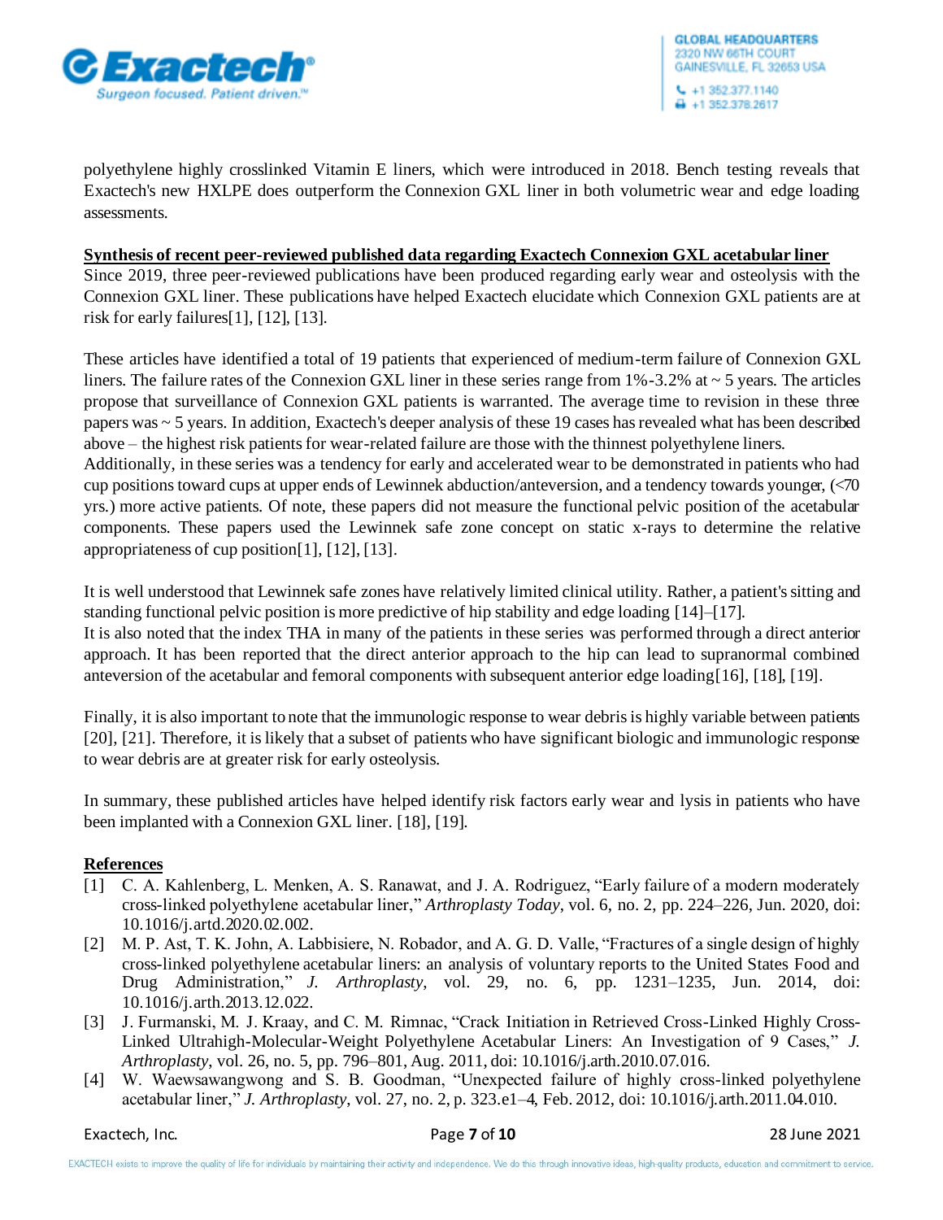polyethylene highly crosslinked Vitamin E liners, which were introduced in 2018. Bench testing reveals that Exactech's new HXLPE does outperform the Connexion GXL liner in both volumetric wear and edge loading assessments.

**Synthesis of recent peer-reviewed published data regarding Exactech Connexion GXL acetabular liner**

Since 2019, three peer-reviewed publications have been produced regarding early wear and osteolysis with the Connexion GXL liner. These publications have helped Exactech elucidate which Connexion GXL patients are at risk for early failures[1], [12], [13].

These articles have identified a total of 19 patients that experienced of medium-term failure of Connexion GXL liners. The failure rates of the Connexion GXL liner in these series range from 1%-3.2% at ~ 5 years. The articles propose that surveillance of Connexion GXL patients is warranted. The average time to revision in these three papers was ~ 5 years. In addition, Exactech's deeper analysis of these 19 cases has revealed what has been described above – the highest risk patients for wear-related failure are those with the thinnest polyethylene liners.
Additionally, in these series was a tendency for early and accelerated wear to be demonstrated in patients who had cup positions toward cups at upper ends of Lewinnek abduction/anteversion, and a tendency towards younger, (<70 yrs.) more active patients. Of note, these papers did not measure the functional pelvic position of the acetabular components. These papers used the Lewinnek safe zone concept on static x-rays to determine the relative appropriateness of cup position[1], [12], [13].

It is well understood that Lewinnek safe zones have relatively limited clinical utility. Rather, a patient's sitting and standing functional pelvic position is more predictive of hip stability and edge loading [14]–[17].
It is also noted that the index THA in many of the patients in these series was performed through a direct anterior approach. It has been reported that the direct anterior approach to the hip can lead to supranormal combined anteversion of the acetabular and femoral components with subsequent anterior edge loading[16], [18], [19].

Finally, it is also important to note that the immunologic response to wear debris is highly variable between patients [20], [21]. Therefore, it is likely that a subset of patients who have significant biologic and immunologic response to wear debris are at greater risk for early osteolysis.

In summary, these published articles have helped identify risk factors early wear and lysis in patients who have been implanted with a Connexion GXL liner. [18], [19].

**References**

[1] C. A. Kahlenberg, L. Menken, A. S. Ranawat, and J. A. Rodriguez, "Early failure of a modern moderately cross-linked polyethylene acetabular liner," *Arthroplasty Today*, vol. 6, no. 2, pp. 224–226, Jun. 2020, doi: 10.1016/j.artd.2020.02.002.

[2] M. P. Ast, T. K. John, A. Labbisiere, N. Robador, and A. G. D. Valle, "Fractures of a single design of highly cross-linked polyethylene acetabular liners: an analysis of voluntary reports to the United States Food and Drug Administration," *J. Arthroplasty*, vol. 29, no. 6, pp. 1231–1235, Jun. 2014, doi: 10.1016/j.arth.2013.12.022.

[3] J. Furmanski, M. J. Kraay, and C. M. Rimnac, "Crack Initiation in Retrieved Cross-Linked Highly Cross-Linked Ultrahigh-Molecular-Weight Polyethylene Acetabular Liners: An Investigation of 9 Cases," *J. Arthroplasty*, vol. 26, no. 5, pp. 796–801, Aug. 2011, doi: 10.1016/j.arth.2010.07.016.

[4] W. Waewsawangwong and S. B. Goodman, "Unexpected failure of highly cross-linked polyethylene acetabular liner," *J. Arthroplasty*, vol. 27, no. 2, p. 323.e1–4, Feb. 2012, doi: 10.1016/j.arth.2011.04.010.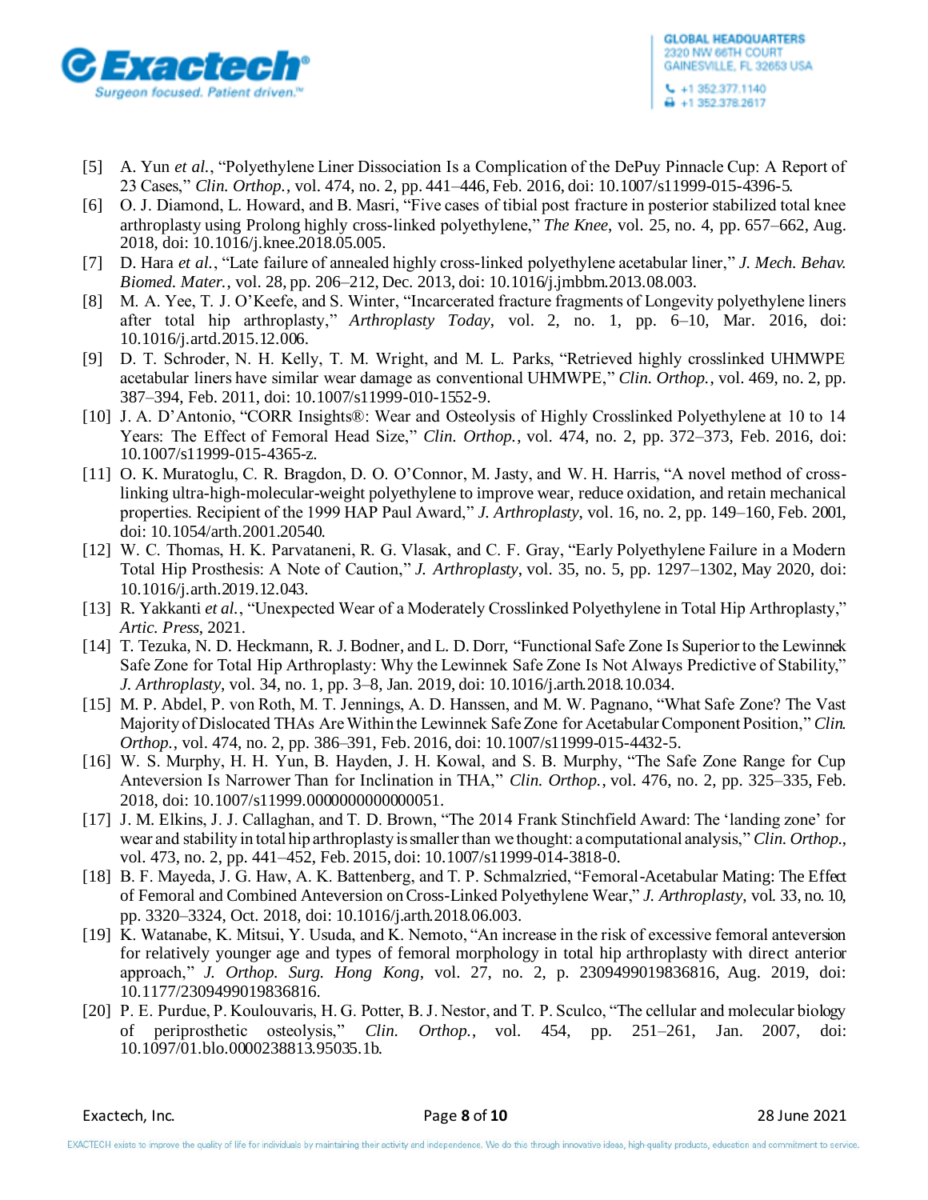[5] A. Yun *et al.*, "Polyethylene Liner Dissociation Is a Complication of the DePuy Pinnacle Cup: A Report of 23 Cases," *Clin. Orthop.*, vol. 474, no. 2, pp. 441–446, Feb. 2016, doi: 10.1007/s11999-015-4396-5.

[6] O. J. Diamond, L. Howard, and B. Masri, "Five cases of tibial post fracture in posterior stabilized total knee arthroplasty using Prolong highly cross-linked polyethylene," *The Knee*, vol. 25, no. 4, pp. 657–662, Aug. 2018, doi: 10.1016/j.knee.2018.05.005.

[7] D. Hara *et al.*, "Late failure of annealed highly cross-linked polyethylene acetabular liner," *J. Mech. Behav. Biomed. Mater.*, vol. 28, pp. 206–212, Dec. 2013, doi: 10.1016/j.jmbbm.2013.08.003.

[8] M. A. Yee, T. J. O'Keefe, and S. Winter, "Incarcerated fracture fragments of Longevity polyethylene liners after total hip arthroplasty," *Arthroplasty Today*, vol. 2, no. 1, pp. 6–10, Mar. 2016, doi: 10.1016/j.artd.2015.12.006.

[9] D. T. Schroder, N. H. Kelly, T. M. Wright, and M. L. Parks, "Retrieved highly crosslinked UHMWPE acetabular liners have similar wear damage as conventional UHMWPE," *Clin. Orthop.*, vol. 469, no. 2, pp. 387–394, Feb. 2011, doi: 10.1007/s11999-010-1552-9.

[10] J. A. D'Antonio, "CORR Insights®: Wear and Osteolysis of Highly Crosslinked Polyethylene at 10 to 14 Years: The Effect of Femoral Head Size," *Clin. Orthop.*, vol. 474, no. 2, pp. 372–373, Feb. 2016, doi: 10.1007/s11999-015-4365-z.

[11] O. K. Muratoglu, C. R. Bragdon, D. O. O'Connor, M. Jasty, and W. H. Harris, "A novel method of cross-linking ultra-high-molecular-weight polyethylene to improve wear, reduce oxidation, and retain mechanical properties. Recipient of the 1999 HAP Paul Award," *J. Arthroplasty*, vol. 16, no. 2, pp. 149–160, Feb. 2001, doi: 10.1054/arth.2001.20540.

[12] W. C. Thomas, H. K. Parvataneni, R. G. Vlasak, and C. F. Gray, "Early Polyethylene Failure in a Modern Total Hip Prosthesis: A Note of Caution," *J. Arthroplasty*, vol. 35, no. 5, pp. 1297–1302, May 2020, doi: 10.1016/j.arth.2019.12.043.

[13] R. Yakkanti *et al.*, "Unexpected Wear of a Moderately Crosslinked Polyethylene in Total Hip Arthroplasty," *Artic. Press*, 2021.

[14] T. Tezuka, N. D. Heckmann, R. J. Bodner, and L. D. Dorr, "Functional Safe Zone Is Superior to the Lewinnek Safe Zone for Total Hip Arthroplasty: Why the Lewinnek Safe Zone Is Not Always Predictive of Stability," *J. Arthroplasty*, vol. 34, no. 1, pp. 3–8, Jan. 2019, doi: 10.1016/j.arth.2018.10.034.

[15] M. P. Abdel, P. von Roth, M. T. Jennings, A. D. Hanssen, and M. W. Pagnano, "What Safe Zone? The Vast Majority of Dislocated THAs Are Within the Lewinnek Safe Zone for Acetabular Component Position," *Clin. Orthop.*, vol. 474, no. 2, pp. 386–391, Feb. 2016, doi: 10.1007/s11999-015-4432-5.

[16] W. S. Murphy, H. H. Yun, B. Hayden, J. H. Kowal, and S. B. Murphy, "The Safe Zone Range for Cup Anteversion Is Narrower Than for Inclination in THA," *Clin. Orthop.*, vol. 476, no. 2, pp. 325–335, Feb. 2018, doi: 10.1007/s11999.0000000000000051.

[17] J. M. Elkins, J. J. Callaghan, and T. D. Brown, "The 2014 Frank Stinchfield Award: The 'landing zone' for wear and stability in total hip arthroplasty is smaller than we thought: a computational analysis," *Clin. Orthop.*, vol. 473, no. 2, pp. 441–452, Feb. 2015, doi: 10.1007/s11999-014-3818-0.

[18] B. F. Mayeda, J. G. Haw, A. K. Battenberg, and T. P. Schmalzried, "Femoral-Acetabular Mating: The Effect of Femoral and Combined Anteversion on Cross-Linked Polyethylene Wear," *J. Arthroplasty*, vol. 33, no. 10, pp. 3320–3324, Oct. 2018, doi: 10.1016/j.arth.2018.06.003.

[19] K. Watanabe, K. Mitsui, Y. Usuda, and K. Nemoto, "An increase in the risk of excessive femoral anteversion for relatively younger age and types of femoral morphology in total hip arthroplasty with direct anterior approach," *J. Orthop. Surg. Hong Kong*, vol. 27, no. 2, p. 2309499019836816, Aug. 2019, doi: 10.1177/2309499019836816.

[20] P. E. Purdue, P. Koulouvaris, H. G. Potter, B. J. Nestor, and T. P. Sculco, "The cellular and molecular biology of periprosthetic osteolysis," *Clin. Orthop.*, vol. 454, pp. 251–261, Jan. 2007, doi: 10.1097/01.blo.0000238813.95035.1b.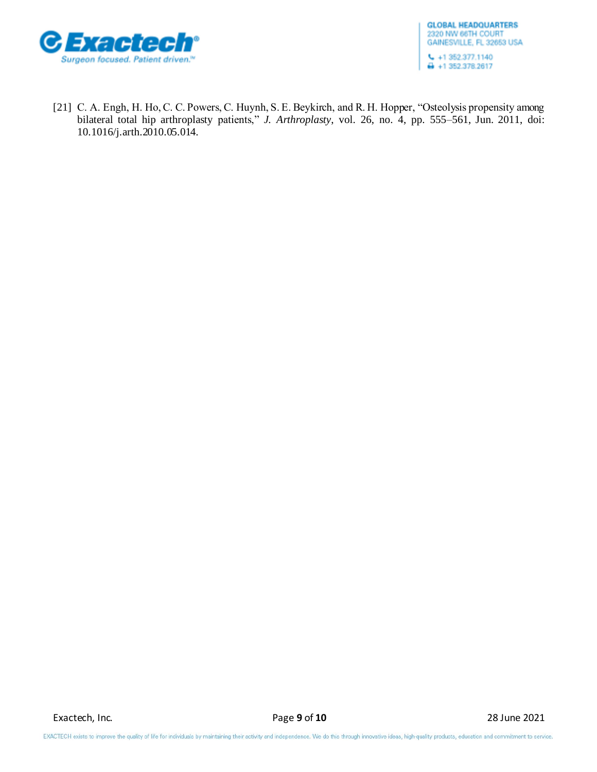[21] C. A. Engh, H. Ho, C. C. Powers, C. Huynh, S. E. Beykirch, and R. H. Hopper, "Osteolysis propensity among bilateral total hip arthroplasty patients," *J. Arthroplasty*, vol. 26, no. 4, pp. 555–561, Jun. 2011, doi: 10.1016/j.arth.2010.05.014.